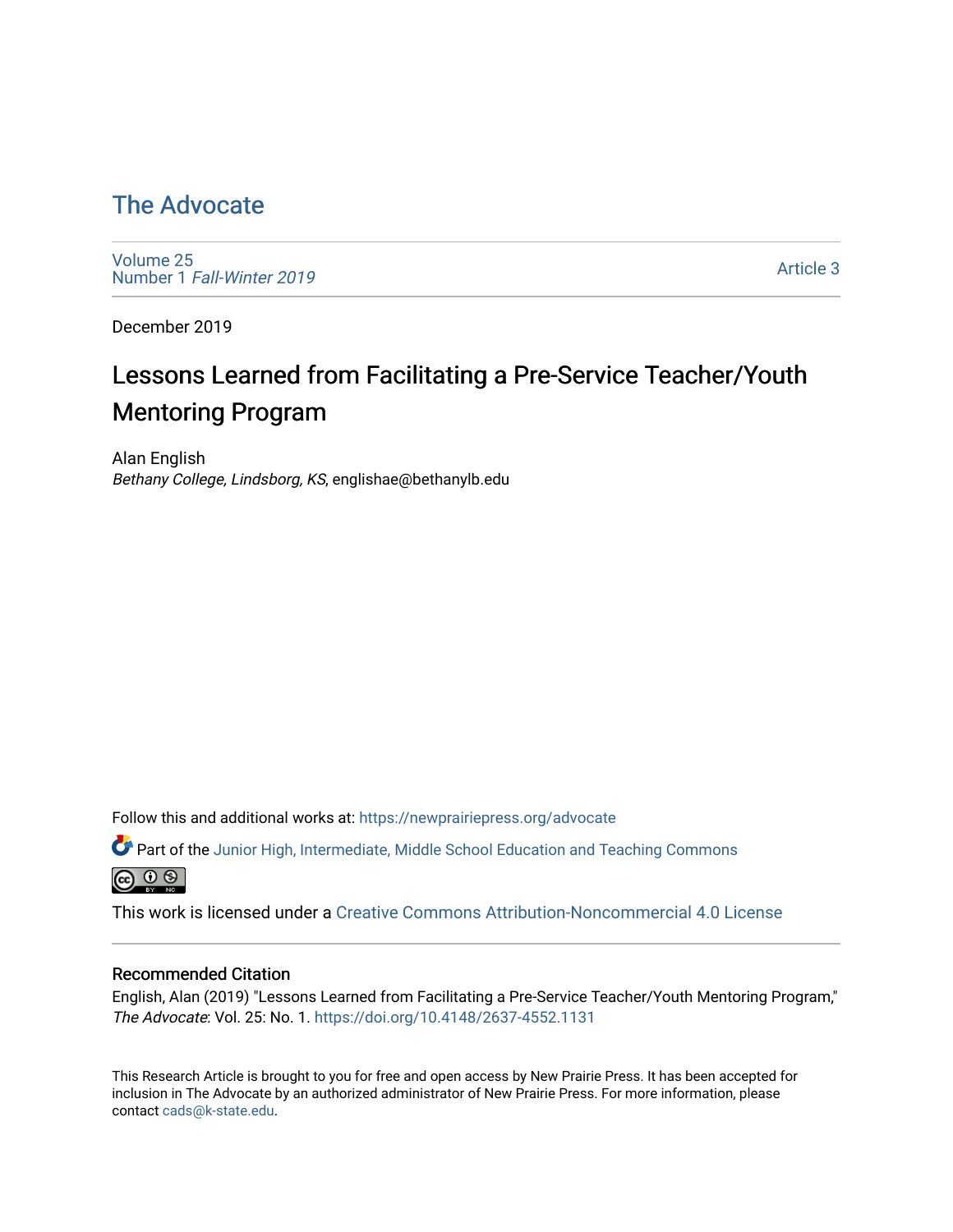# The Advocate

Volume 25
Number 1 *Fall-Winter 2019*

Article 3

December 2019

# Lessons Learned from Facilitating a Pre-Service Teacher/Youth Mentoring Program

Alan English
*Bethany College, Lindsborg, KS*, englishae@bethanylb.edu

Follow this and additional works at: https://newprairiepress.org/advocate

Part of the Junior High, Intermediate, Middle School Education and Teaching Commons

This work is licensed under a Creative Commons Attribution-Noncommercial 4.0 License

## Recommended Citation

English, Alan (2019) "Lessons Learned from Facilitating a Pre-Service Teacher/Youth Mentoring Program," *The Advocate*: Vol. 25: No. 1. https://doi.org/10.4148/2637-4552.1131

This Research Article is brought to you for free and open access by New Prairie Press. It has been accepted for inclusion in The Advocate by an authorized administrator of New Prairie Press. For more information, please contact cads@k-state.edu.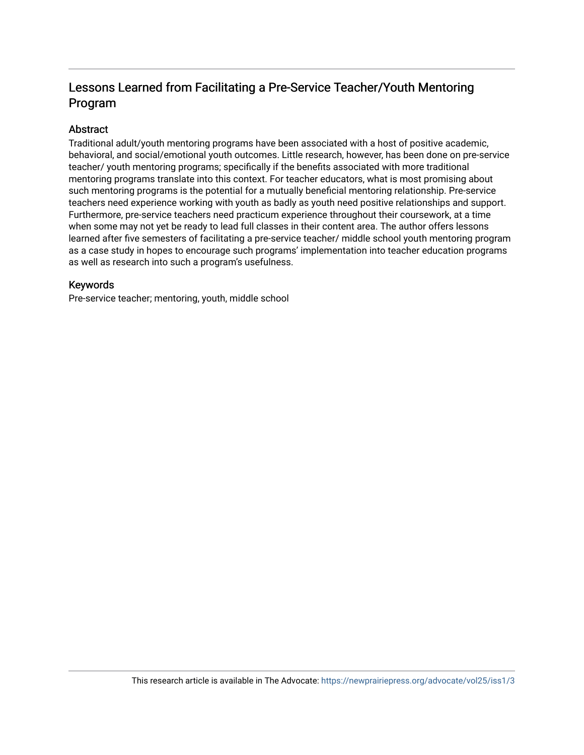# Lessons Learned from Facilitating a Pre-Service Teacher/Youth Mentoring Program

## Abstract

Traditional adult/youth mentoring programs have been associated with a host of positive academic, behavioral, and social/emotional youth outcomes. Little research, however, has been done on pre-service teacher/ youth mentoring programs; specifically if the benefits associated with more traditional mentoring programs translate into this context. For teacher educators, what is most promising about such mentoring programs is the potential for a mutually beneficial mentoring relationship. Pre-service teachers need experience working with youth as badly as youth need positive relationships and support. Furthermore, pre-service teachers need practicum experience throughout their coursework, at a time when some may not yet be ready to lead full classes in their content area. The author offers lessons learned after five semesters of facilitating a pre-service teacher/ middle school youth mentoring program as a case study in hopes to encourage such programs' implementation into teacher education programs as well as research into such a program's usefulness.

## Keywords

Pre-service teacher; mentoring, youth, middle school

This research article is available in The Advocate: https://newprairiepress.org/advocate/vol25/iss1/3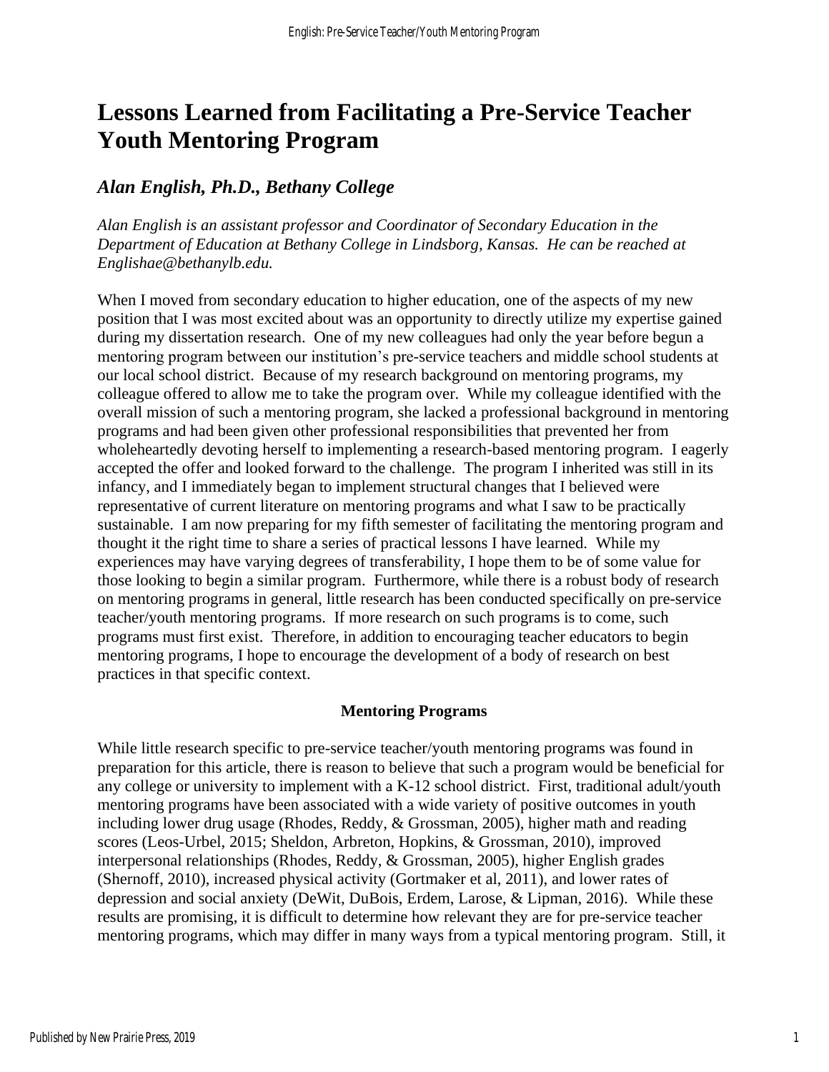# Lessons Learned from Facilitating a Pre-Service Teacher Youth Mentoring Program

## *Alan English, Ph.D., Bethany College*

*Alan English is an assistant professor and Coordinator of Secondary Education in the Department of Education at Bethany College in Lindsborg, Kansas. He can be reached at Englishae@bethanylb.edu.*

When I moved from secondary education to higher education, one of the aspects of my new position that I was most excited about was an opportunity to directly utilize my expertise gained during my dissertation research. One of my new colleagues had only the year before begun a mentoring program between our institution's pre-service teachers and middle school students at our local school district. Because of my research background on mentoring programs, my colleague offered to allow me to take the program over. While my colleague identified with the overall mission of such a mentoring program, she lacked a professional background in mentoring programs and had been given other professional responsibilities that prevented her from wholeheartedly devoting herself to implementing a research-based mentoring program. I eagerly accepted the offer and looked forward to the challenge. The program I inherited was still in its infancy, and I immediately began to implement structural changes that I believed were representative of current literature on mentoring programs and what I saw to be practically sustainable. I am now preparing for my fifth semester of facilitating the mentoring program and thought it the right time to share a series of practical lessons I have learned. While my experiences may have varying degrees of transferability, I hope them to be of some value for those looking to begin a similar program. Furthermore, while there is a robust body of research on mentoring programs in general, little research has been conducted specifically on pre-service teacher/youth mentoring programs. If more research on such programs is to come, such programs must first exist. Therefore, in addition to encouraging teacher educators to begin mentoring programs, I hope to encourage the development of a body of research on best practices in that specific context.

### Mentoring Programs

While little research specific to pre-service teacher/youth mentoring programs was found in preparation for this article, there is reason to believe that such a program would be beneficial for any college or university to implement with a K-12 school district. First, traditional adult/youth mentoring programs have been associated with a wide variety of positive outcomes in youth including lower drug usage (Rhodes, Reddy, & Grossman, 2005), higher math and reading scores (Leos-Urbel, 2015; Sheldon, Arbreton, Hopkins, & Grossman, 2010), improved interpersonal relationships (Rhodes, Reddy, & Grossman, 2005), higher English grades (Shernoff, 2010), increased physical activity (Gortmaker et al, 2011), and lower rates of depression and social anxiety (DeWit, DuBois, Erdem, Larose, & Lipman, 2016). While these results are promising, it is difficult to determine how relevant they are for pre-service teacher mentoring programs, which may differ in many ways from a typical mentoring program. Still, it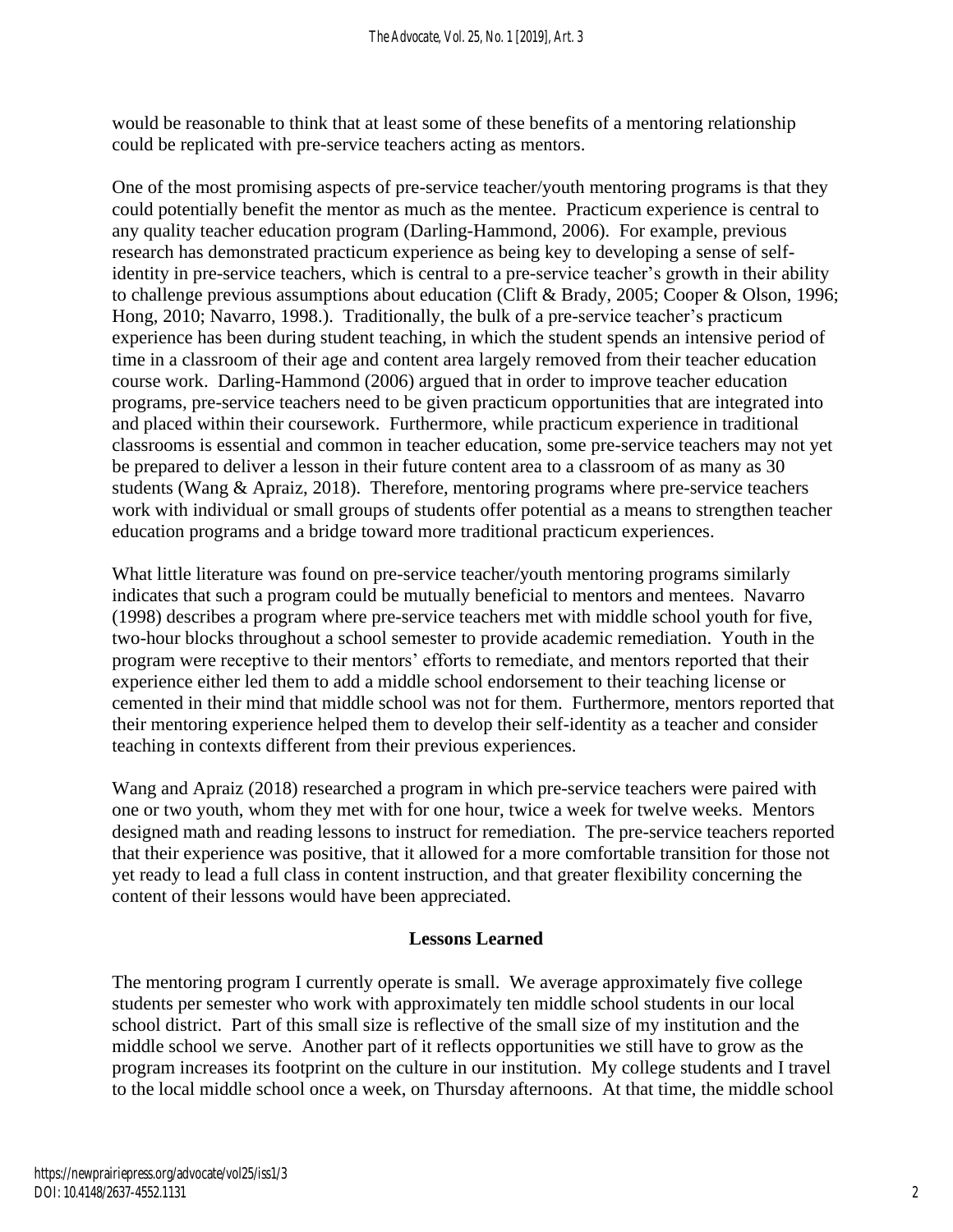would be reasonable to think that at least some of these benefits of a mentoring relationship could be replicated with pre-service teachers acting as mentors.

One of the most promising aspects of pre-service teacher/youth mentoring programs is that they could potentially benefit the mentor as much as the mentee. Practicum experience is central to any quality teacher education program (Darling-Hammond, 2006). For example, previous research has demonstrated practicum experience as being key to developing a sense of self-identity in pre-service teachers, which is central to a pre-service teacher's growth in their ability to challenge previous assumptions about education (Clift & Brady, 2005; Cooper & Olson, 1996; Hong, 2010; Navarro, 1998.). Traditionally, the bulk of a pre-service teacher's practicum experience has been during student teaching, in which the student spends an intensive period of time in a classroom of their age and content area largely removed from their teacher education course work. Darling-Hammond (2006) argued that in order to improve teacher education programs, pre-service teachers need to be given practicum opportunities that are integrated into and placed within their coursework. Furthermore, while practicum experience in traditional classrooms is essential and common in teacher education, some pre-service teachers may not yet be prepared to deliver a lesson in their future content area to a classroom of as many as 30 students (Wang & Apraiz, 2018). Therefore, mentoring programs where pre-service teachers work with individual or small groups of students offer potential as a means to strengthen teacher education programs and a bridge toward more traditional practicum experiences.

What little literature was found on pre-service teacher/youth mentoring programs similarly indicates that such a program could be mutually beneficial to mentors and mentees. Navarro (1998) describes a program where pre-service teachers met with middle school youth for five, two-hour blocks throughout a school semester to provide academic remediation. Youth in the program were receptive to their mentors' efforts to remediate, and mentors reported that their experience either led them to add a middle school endorsement to their teaching license or cemented in their mind that middle school was not for them. Furthermore, mentors reported that their mentoring experience helped them to develop their self-identity as a teacher and consider teaching in contexts different from their previous experiences.

Wang and Apraiz (2018) researched a program in which pre-service teachers were paired with one or two youth, whom they met with for one hour, twice a week for twelve weeks. Mentors designed math and reading lessons to instruct for remediation. The pre-service teachers reported that their experience was positive, that it allowed for a more comfortable transition for those not yet ready to lead a full class in content instruction, and that greater flexibility concerning the content of their lessons would have been appreciated.

## Lessons Learned

The mentoring program I currently operate is small. We average approximately five college students per semester who work with approximately ten middle school students in our local school district. Part of this small size is reflective of the small size of my institution and the middle school we serve. Another part of it reflects opportunities we still have to grow as the program increases its footprint on the culture in our institution. My college students and I travel to the local middle school once a week, on Thursday afternoons. At that time, the middle school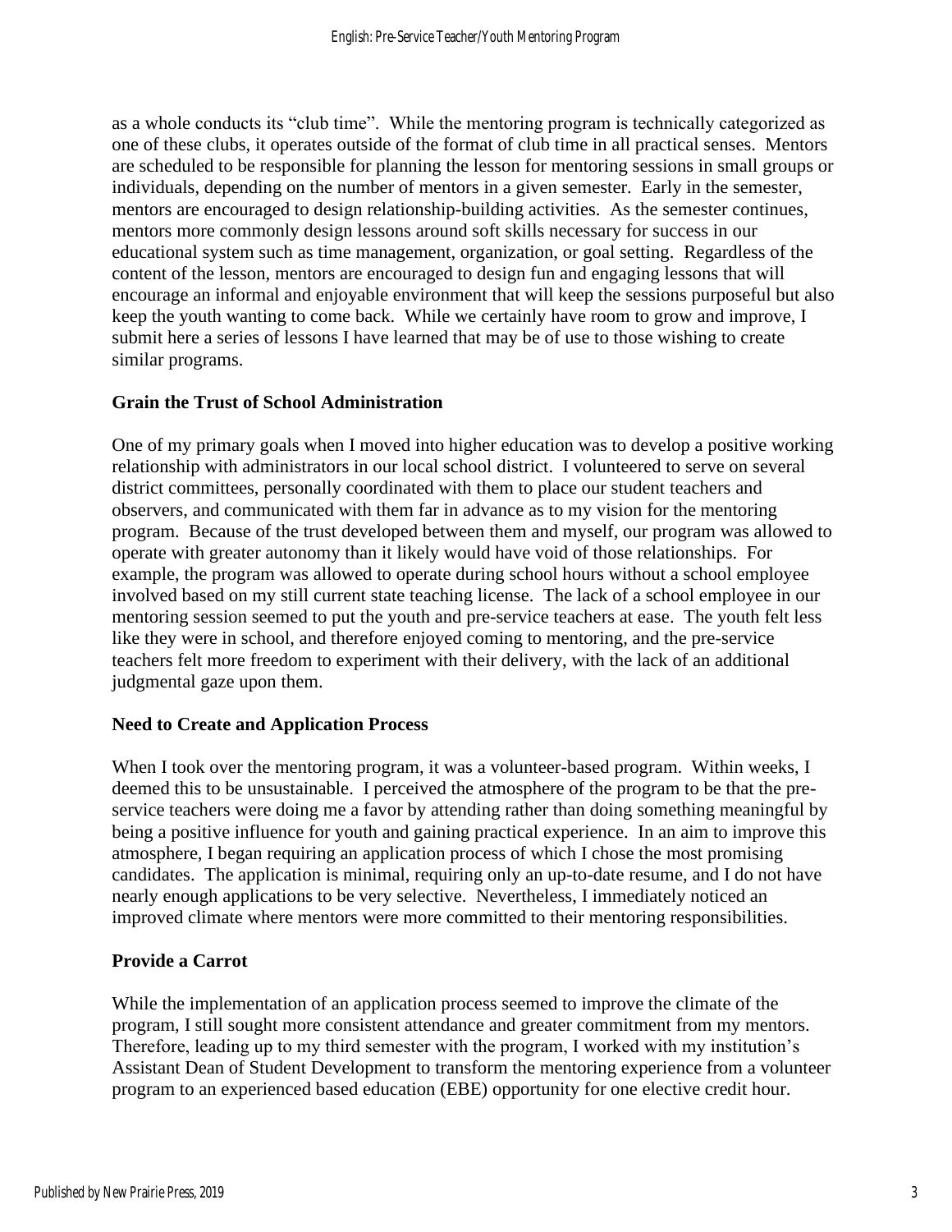as a whole conducts its "club time". While the mentoring program is technically categorized as one of these clubs, it operates outside of the format of club time in all practical senses. Mentors are scheduled to be responsible for planning the lesson for mentoring sessions in small groups or individuals, depending on the number of mentors in a given semester. Early in the semester, mentors are encouraged to design relationship-building activities. As the semester continues, mentors more commonly design lessons around soft skills necessary for success in our educational system such as time management, organization, or goal setting. Regardless of the content of the lesson, mentors are encouraged to design fun and engaging lessons that will encourage an informal and enjoyable environment that will keep the sessions purposeful but also keep the youth wanting to come back. While we certainly have room to grow and improve, I submit here a series of lessons I have learned that may be of use to those wishing to create similar programs.

**Grain the Trust of School Administration**

One of my primary goals when I moved into higher education was to develop a positive working relationship with administrators in our local school district. I volunteered to serve on several district committees, personally coordinated with them to place our student teachers and observers, and communicated with them far in advance as to my vision for the mentoring program. Because of the trust developed between them and myself, our program was allowed to operate with greater autonomy than it likely would have void of those relationships. For example, the program was allowed to operate during school hours without a school employee involved based on my still current state teaching license. The lack of a school employee in our mentoring session seemed to put the youth and pre-service teachers at ease. The youth felt less like they were in school, and therefore enjoyed coming to mentoring, and the pre-service teachers felt more freedom to experiment with their delivery, with the lack of an additional judgmental gaze upon them.

**Need to Create and Application Process**

When I took over the mentoring program, it was a volunteer-based program. Within weeks, I deemed this to be unsustainable. I perceived the atmosphere of the program to be that the pre-service teachers were doing me a favor by attending rather than doing something meaningful by being a positive influence for youth and gaining practical experience. In an aim to improve this atmosphere, I began requiring an application process of which I chose the most promising candidates. The application is minimal, requiring only an up-to-date resume, and I do not have nearly enough applications to be very selective. Nevertheless, I immediately noticed an improved climate where mentors were more committed to their mentoring responsibilities.

**Provide a Carrot**

While the implementation of an application process seemed to improve the climate of the program, I still sought more consistent attendance and greater commitment from my mentors. Therefore, leading up to my third semester with the program, I worked with my institution's Assistant Dean of Student Development to transform the mentoring experience from a volunteer program to an experienced based education (EBE) opportunity for one elective credit hour.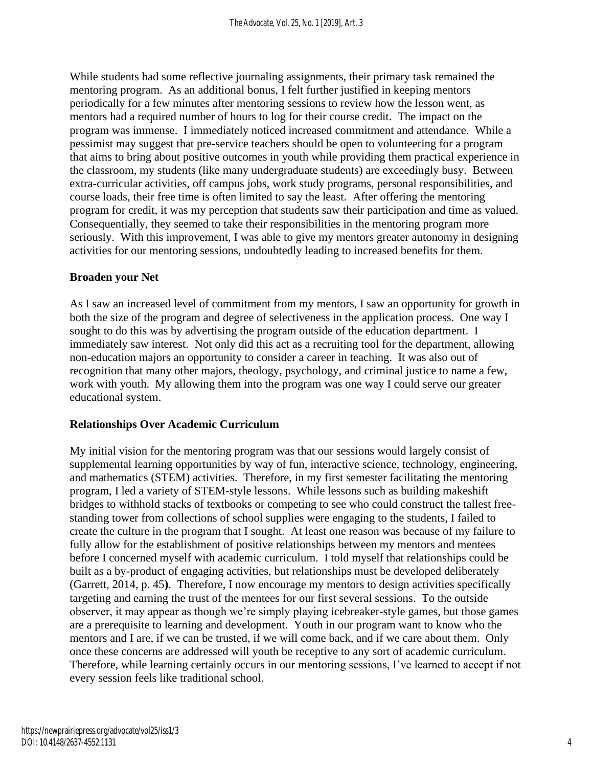While students had some reflective journaling assignments, their primary task remained the mentoring program. As an additional bonus, I felt further justified in keeping mentors periodically for a few minutes after mentoring sessions to review how the lesson went, as mentors had a required number of hours to log for their course credit. The impact on the program was immense. I immediately noticed increased commitment and attendance. While a pessimist may suggest that pre-service teachers should be open to volunteering for a program that aims to bring about positive outcomes in youth while providing them practical experience in the classroom, my students (like many undergraduate students) are exceedingly busy. Between extra-curricular activities, off campus jobs, work study programs, personal responsibilities, and course loads, their free time is often limited to say the least. After offering the mentoring program for credit, it was my perception that students saw their participation and time as valued. Consequentially, they seemed to take their responsibilities in the mentoring program more seriously. With this improvement, I was able to give my mentors greater autonomy in designing activities for our mentoring sessions, undoubtedly leading to increased benefits for them.

**Broaden your Net**

As I saw an increased level of commitment from my mentors, I saw an opportunity for growth in both the size of the program and degree of selectiveness in the application process. One way I sought to do this was by advertising the program outside of the education department. I immediately saw interest. Not only did this act as a recruiting tool for the department, allowing non-education majors an opportunity to consider a career in teaching. It was also out of recognition that many other majors, theology, psychology, and criminal justice to name a few, work with youth. My allowing them into the program was one way I could serve our greater educational system.

**Relationships Over Academic Curriculum**

My initial vision for the mentoring program was that our sessions would largely consist of supplemental learning opportunities by way of fun, interactive science, technology, engineering, and mathematics (STEM) activities. Therefore, in my first semester facilitating the mentoring program, I led a variety of STEM-style lessons. While lessons such as building makeshift bridges to withhold stacks of textbooks or competing to see who could construct the tallest free-standing tower from collections of school supplies were engaging to the students, I failed to create the culture in the program that I sought. At least one reason was because of my failure to fully allow for the establishment of positive relationships between my mentors and mentees before I concerned myself with academic curriculum. I told myself that relationships could be built as a by-product of engaging activities, but relationships must be developed deliberately (Garrett, 2014, p. 45**)**. Therefore, I now encourage my mentors to design activities specifically targeting and earning the trust of the mentees for our first several sessions. To the outside observer, it may appear as though we're simply playing icebreaker-style games, but those games are a prerequisite to learning and development. Youth in our program want to know who the mentors and I are, if we can be trusted, if we will come back, and if we care about them. Only once these concerns are addressed will youth be receptive to any sort of academic curriculum. Therefore, while learning certainly occurs in our mentoring sessions, I've learned to accept if not every session feels like traditional school.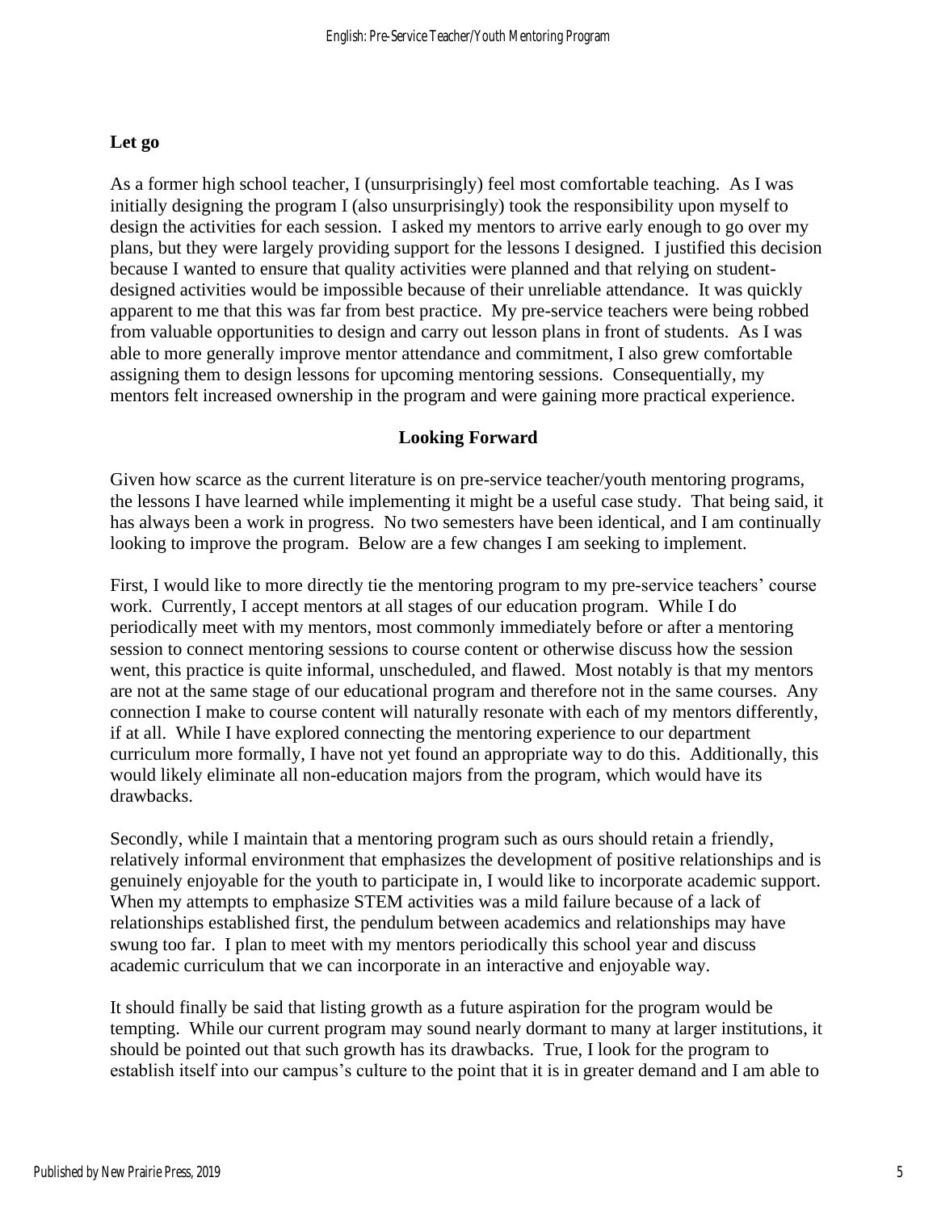**Let go**

As a former high school teacher, I (unsurprisingly) feel most comfortable teaching. As I was initially designing the program I (also unsurprisingly) took the responsibility upon myself to design the activities for each session. I asked my mentors to arrive early enough to go over my plans, but they were largely providing support for the lessons I designed. I justified this decision because I wanted to ensure that quality activities were planned and that relying on student-designed activities would be impossible because of their unreliable attendance. It was quickly apparent to me that this was far from best practice. My pre-service teachers were being robbed from valuable opportunities to design and carry out lesson plans in front of students. As I was able to more generally improve mentor attendance and commitment, I also grew comfortable assigning them to design lessons for upcoming mentoring sessions. Consequentially, my mentors felt increased ownership in the program and were gaining more practical experience.

## Looking Forward

Given how scarce as the current literature is on pre-service teacher/youth mentoring programs, the lessons I have learned while implementing it might be a useful case study. That being said, it has always been a work in progress. No two semesters have been identical, and I am continually looking to improve the program. Below are a few changes I am seeking to implement.

First, I would like to more directly tie the mentoring program to my pre-service teachers' course work. Currently, I accept mentors at all stages of our education program. While I do periodically meet with my mentors, most commonly immediately before or after a mentoring session to connect mentoring sessions to course content or otherwise discuss how the session went, this practice is quite informal, unscheduled, and flawed. Most notably is that my mentors are not at the same stage of our educational program and therefore not in the same courses. Any connection I make to course content will naturally resonate with each of my mentors differently, if at all. While I have explored connecting the mentoring experience to our department curriculum more formally, I have not yet found an appropriate way to do this. Additionally, this would likely eliminate all non-education majors from the program, which would have its drawbacks.

Secondly, while I maintain that a mentoring program such as ours should retain a friendly, relatively informal environment that emphasizes the development of positive relationships and is genuinely enjoyable for the youth to participate in, I would like to incorporate academic support. When my attempts to emphasize STEM activities was a mild failure because of a lack of relationships established first, the pendulum between academics and relationships may have swung too far. I plan to meet with my mentors periodically this school year and discuss academic curriculum that we can incorporate in an interactive and enjoyable way.

It should finally be said that listing growth as a future aspiration for the program would be tempting. While our current program may sound nearly dormant to many at larger institutions, it should be pointed out that such growth has its drawbacks. True, I look for the program to establish itself into our campus's culture to the point that it is in greater demand and I am able to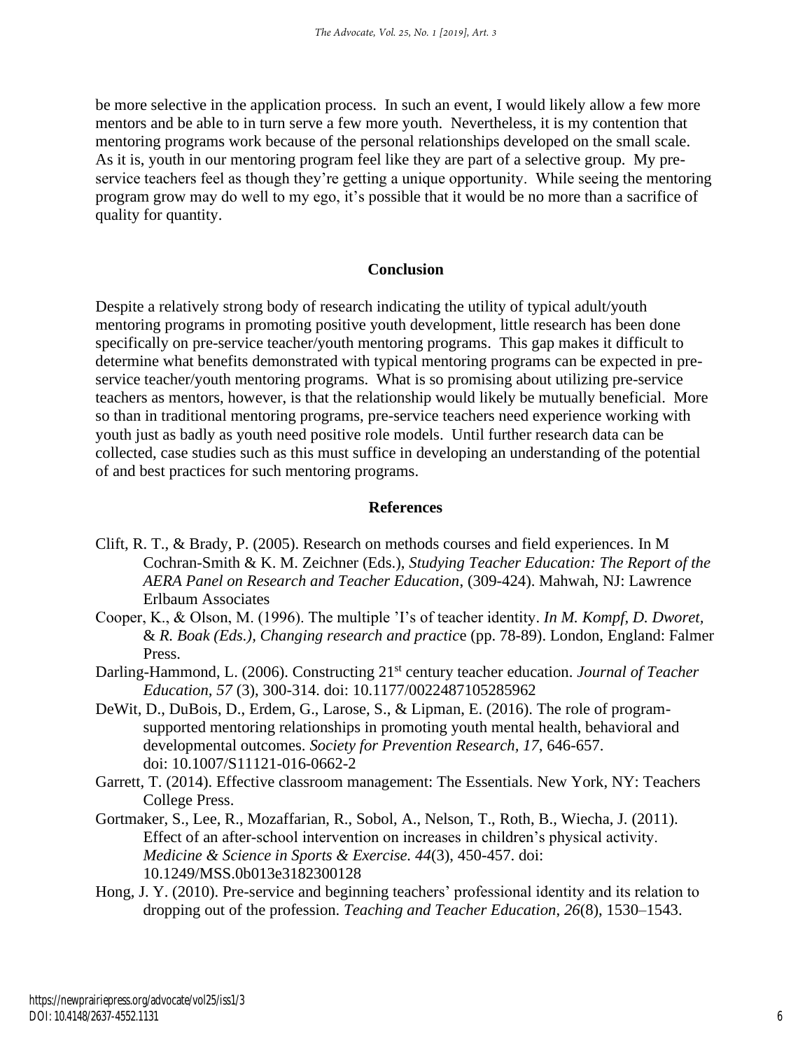be more selective in the application process. In such an event, I would likely allow a few more mentors and be able to in turn serve a few more youth. Nevertheless, it is my contention that mentoring programs work because of the personal relationships developed on the small scale. As it is, youth in our mentoring program feel like they are part of a selective group. My pre-service teachers feel as though they're getting a unique opportunity. While seeing the mentoring program grow may do well to my ego, it's possible that it would be no more than a sacrifice of quality for quantity.

## Conclusion

Despite a relatively strong body of research indicating the utility of typical adult/youth mentoring programs in promoting positive youth development, little research has been done specifically on pre-service teacher/youth mentoring programs. This gap makes it difficult to determine what benefits demonstrated with typical mentoring programs can be expected in pre-service teacher/youth mentoring programs. What is so promising about utilizing pre-service teachers as mentors, however, is that the relationship would likely be mutually beneficial. More so than in traditional mentoring programs, pre-service teachers need experience working with youth just as badly as youth need positive role models. Until further research data can be collected, case studies such as this must suffice in developing an understanding of the potential of and best practices for such mentoring programs.

## References

Clift, R. T., & Brady, P. (2005). Research on methods courses and field experiences. In M Cochran-Smith & K. M. Zeichner (Eds.), *Studying Teacher Education: The Report of the AERA Panel on Research and Teacher Education*, (309-424). Mahwah, NJ: Lawrence Erlbaum Associates

Cooper, K., & Olson, M. (1996). The multiple 'I's of teacher identity. *In M. Kompf, D. Dworet, & R. Boak (Eds.), Changing research and practic*e (pp. 78-89). London, England: Falmer Press.

Darling-Hammond, L. (2006). Constructing 21st century teacher education. *Journal of Teacher Education, 57* (3), 300-314. doi: 10.1177/0022487105285962

DeWit, D., DuBois, D., Erdem, G., Larose, S., & Lipman, E. (2016). The role of program-supported mentoring relationships in promoting youth mental health, behavioral and developmental outcomes. *Society for Prevention Research*, *17*, 646-657. doi: 10.1007/S11121-016-0662-2

Garrett, T. (2014). Effective classroom management: The Essentials. New York, NY: Teachers College Press.

Gortmaker, S., Lee, R., Mozaffarian, R., Sobol, A., Nelson, T., Roth, B., Wiecha, J. (2011). Effect of an after-school intervention on increases in children's physical activity. *Medicine & Science in Sports & Exercise. 44*(3), 450-457. doi: 10.1249/MSS.0b013e3182300128

Hong, J. Y. (2010). Pre-service and beginning teachers' professional identity and its relation to dropping out of the profession. *Teaching and Teacher Education*, *26*(8), 1530–1543.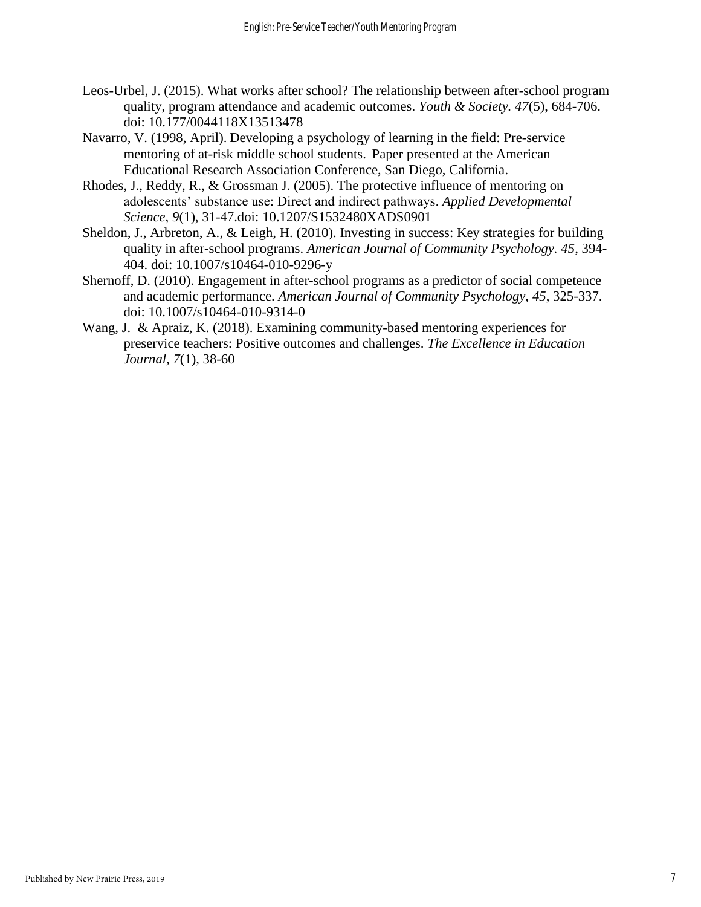Leos-Urbel, J. (2015). What works after school? The relationship between after-school program quality, program attendance and academic outcomes. *Youth & Society. 47*(5), 684-706. doi: 10.177/0044118X13513478

Navarro, V. (1998, April). Developing a psychology of learning in the field: Pre-service mentoring of at-risk middle school students. Paper presented at the American Educational Research Association Conference, San Diego, California.

Rhodes, J., Reddy, R., & Grossman J. (2005). The protective influence of mentoring on adolescents' substance use: Direct and indirect pathways. *Applied Developmental Science, 9*(1), 31-47.doi: 10.1207/S1532480XADS0901

Sheldon, J., Arbreton, A., & Leigh, H. (2010). Investing in success: Key strategies for building quality in after-school programs. *American Journal of Community Psychology. 45*, 394-404. doi: 10.1007/s10464-010-9296-y

Shernoff, D. (2010). Engagement in after-school programs as a predictor of social competence and academic performance. *American Journal of Community Psychology, 45*, 325-337. doi: 10.1007/s10464-010-9314-0

Wang, J. & Apraiz, K. (2018). Examining community-based mentoring experiences for preservice teachers: Positive outcomes and challenges. *The Excellence in Education Journal, 7*(1), 38-60